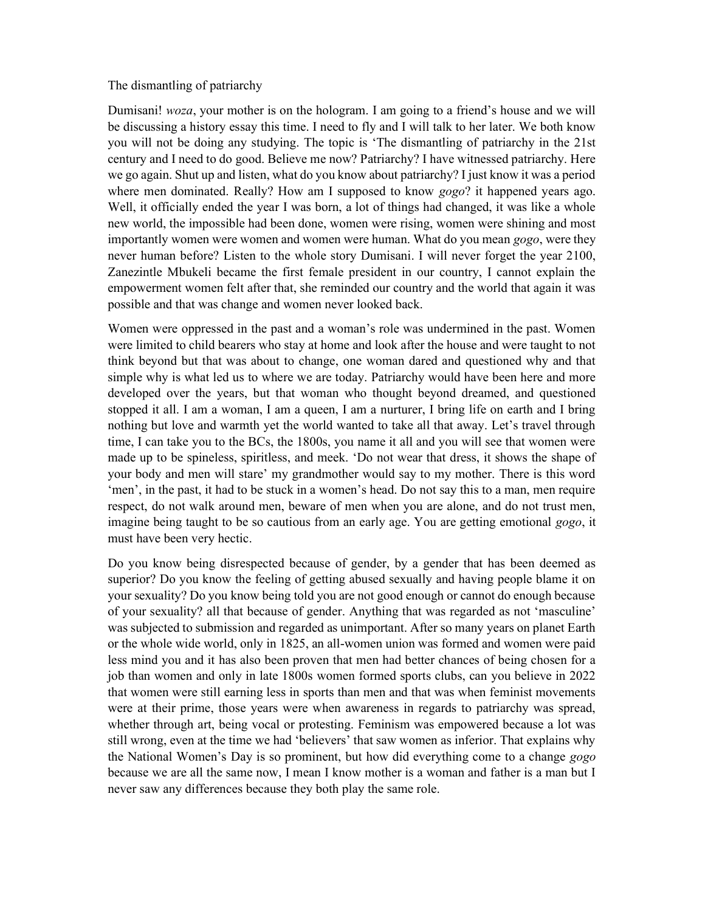The dismantling of patriarchy

Dumisani! *woza*, your mother is on the hologram. I am going to a friend's house and we will be discussing a history essay this time. I need to fly and I will talk to her later. We both know you will not be doing any studying. The topic is 'The dismantling of patriarchy in the 21st century and I need to do good. Believe me now? Patriarchy? I have witnessed patriarchy. Here we go again. Shut up and listen, what do you know about patriarchy? I just know it was a period where men dominated. Really? How am I supposed to know *gogo*? it happened years ago. Well, it officially ended the year I was born, a lot of things had changed, it was like a whole new world, the impossible had been done, women were rising, women were shining and most importantly women were women and women were human. What do you mean *gogo*, were they never human before? Listen to the whole story Dumisani. I will never forget the year 2100, Zanezintle Mbukeli became the first female president in our country, I cannot explain the empowerment women felt after that, she reminded our country and the world that again it was possible and that was change and women never looked back.

Women were oppressed in the past and a woman's role was undermined in the past. Women were limited to child bearers who stay at home and look after the house and were taught to not think beyond but that was about to change, one woman dared and questioned why and that simple why is what led us to where we are today. Patriarchy would have been here and more developed over the years, but that woman who thought beyond dreamed, and questioned stopped it all. I am a woman, I am a queen, I am a nurturer, I bring life on earth and I bring nothing but love and warmth yet the world wanted to take all that away. Let's travel through time, I can take you to the BCs, the 1800s, you name it all and you will see that women were made up to be spineless, spiritless, and meek. 'Do not wear that dress, it shows the shape of your body and men will stare' my grandmother would say to my mother. There is this word 'men', in the past, it had to be stuck in a women's head. Do not say this to a man, men require respect, do not walk around men, beware of men when you are alone, and do not trust men, imagine being taught to be so cautious from an early age. You are getting emotional *gogo*, it must have been very hectic.

Do you know being disrespected because of gender, by a gender that has been deemed as superior? Do you know the feeling of getting abused sexually and having people blame it on your sexuality? Do you know being told you are not good enough or cannot do enough because of your sexuality? all that because of gender. Anything that was regarded as not 'masculine' was subjected to submission and regarded as unimportant. After so many years on planet Earth or the whole wide world, only in 1825, an all-women union was formed and women were paid less mind you and it has also been proven that men had better chances of being chosen for a job than women and only in late 1800s women formed sports clubs, can you believe in 2022 that women were still earning less in sports than men and that was when feminist movements were at their prime, those years were when awareness in regards to patriarchy was spread, whether through art, being vocal or protesting. Feminism was empowered because a lot was still wrong, even at the time we had 'believers' that saw women as inferior. That explains why the National Women's Day is so prominent, but how did everything come to a change *gogo* because we are all the same now, I mean I know mother is a woman and father is a man but I never saw any differences because they both play the same role.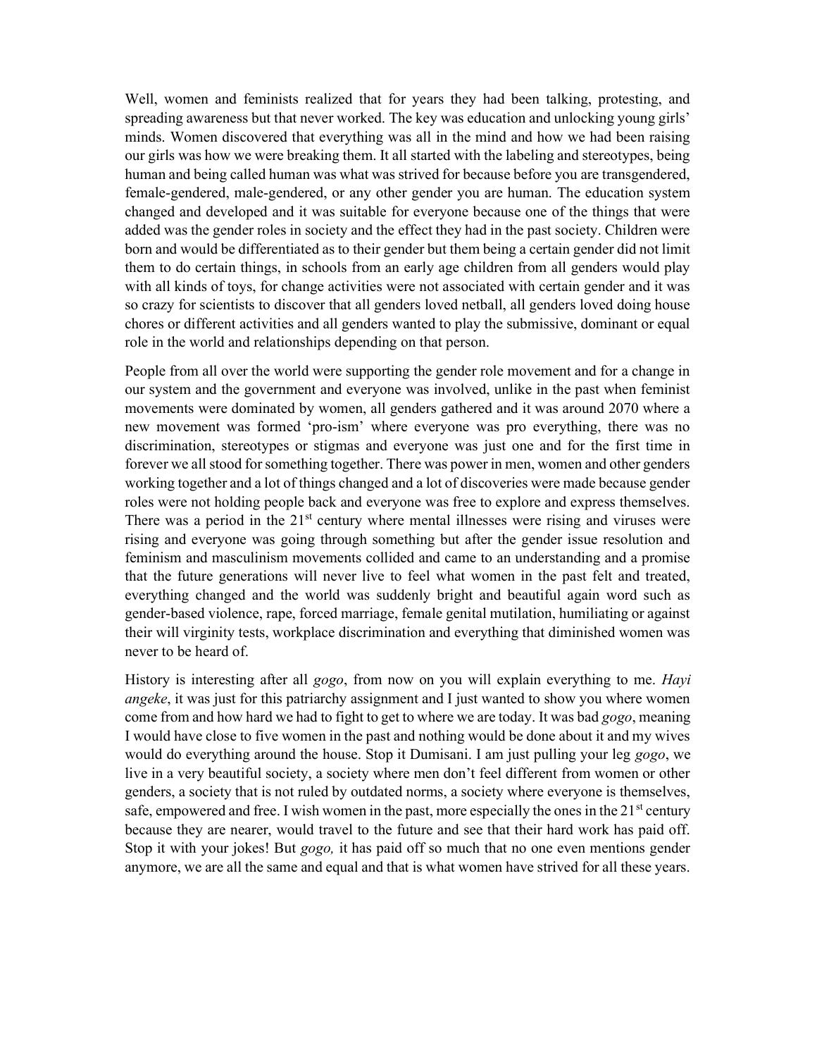Well, women and feminists realized that for years they had been talking, protesting, and spreading awareness but that never worked. The key was education and unlocking young girls' minds. Women discovered that everything was all in the mind and how we had been raising our girls was how we were breaking them. It all started with the labeling and stereotypes, being human and being called human was what was strived for because before you are transgendered, female-gendered, male-gendered, or any other gender you are human. The education system changed and developed and it was suitable for everyone because one of the things that were added was the gender roles in society and the effect they had in the past society. Children were born and would be differentiated as to their gender but them being a certain gender did not limit them to do certain things, in schools from an early age children from all genders would play with all kinds of toys, for change activities were not associated with certain gender and it was so crazy for scientists to discover that all genders loved netball, all genders loved doing house chores or different activities and all genders wanted to play the submissive, dominant or equal role in the world and relationships depending on that person.

People from all over the world were supporting the gender role movement and for a change in our system and the government and everyone was involved, unlike in the past when feminist movements were dominated by women, all genders gathered and it was around 2070 where a new movement was formed 'pro-ism' where everyone was pro everything, there was no discrimination, stereotypes or stigmas and everyone was just one and for the first time in forever we all stood for something together. There was power in men, women and other genders working together and a lot of things changed and a lot of discoveries were made because gender roles were not holding people back and everyone was free to explore and express themselves. There was a period in the 21st century where mental illnesses were rising and viruses were rising and everyone was going through something but after the gender issue resolution and feminism and masculinism movements collided and came to an understanding and a promise that the future generations will never live to feel what women in the past felt and treated, everything changed and the world was suddenly bright and beautiful again word such as gender-based violence, rape, forced marriage, female genital mutilation, humiliating or against their will virginity tests, workplace discrimination and everything that diminished women was never to be heard of.

History is interesting after all *gogo*, from now on you will explain everything to me. *Hayi angeke*, it was just for this patriarchy assignment and I just wanted to show you where women come from and how hard we had to fight to get to where we are today. It was bad *gogo*, meaning I would have close to five women in the past and nothing would be done about it and my wives would do everything around the house. Stop it Dumisani. I am just pulling your leg *gogo*, we live in a very beautiful society, a society where men don't feel different from women or other genders, a society that is not ruled by outdated norms, a society where everyone is themselves, safe, empowered and free. I wish women in the past, more especially the ones in the 21st century because they are nearer, would travel to the future and see that their hard work has paid off. Stop it with your jokes! But *gogo,* it has paid off so much that no one even mentions gender anymore, we are all the same and equal and that is what women have strived for all these years.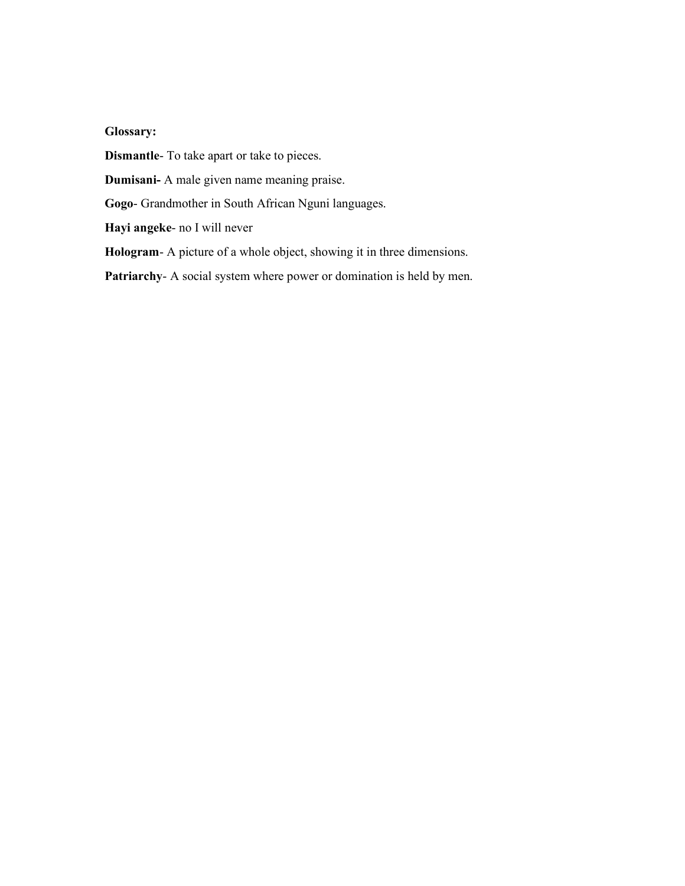**Glossary:**

**Dismantle**- To take apart or take to pieces.

**Dumisani-** A male given name meaning praise.

**Gogo**- Grandmother in South African Nguni languages.

**Hayi angeke**- no I will never

**Hologram**- A picture of a whole object, showing it in three dimensions.

**Patriarchy**- A social system where power or domination is held by men.